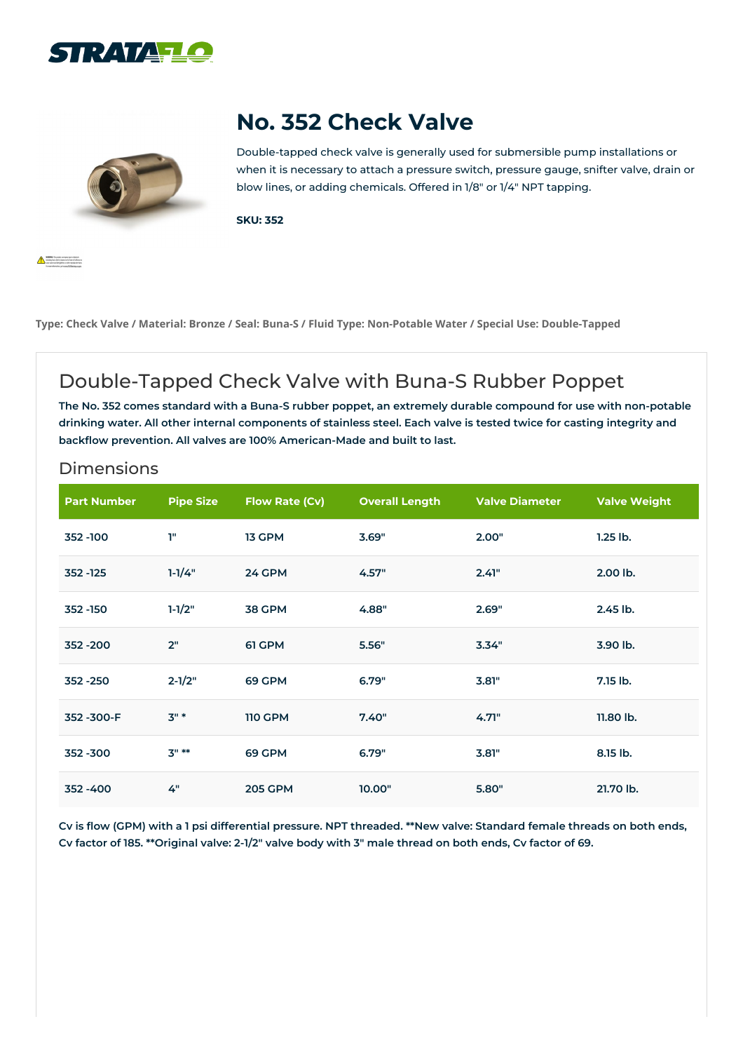# No. 352 Check Valve

Double-tapped check valve is generally used for submersible pump installations or when it is necessary to attach a pressure switch, pressure gauge, snifter valve, drain or blow lines, or adding chemicals. Offered in 1/8" or 1/4" NPT tapping.

**SKU: 352**

**Type: Check Valve / Material: Bronze / Seal: Buna-S / Fluid Type: Non-Potable Water / Special Use: Double-Tapped**

## Double-Tapped Check Valve with Buna-S Rubber Poppet

**The No. 352 comes standard with a Buna-S rubber poppet, an extremely durable compound for use with non-potable drinking water. All other internal components of stainless steel. Each valve is tested twice for casting integrity and backflow prevention. All valves are 100% American-Made and built to last.**

### Dimensions

| Part Number | Pipe Size | Flow Rate (Cv) | Overall Length | Valve Diameter | Valve Weight |
|---|---|---|---|---|---|
| 352 -100 | 1" | 13 GPM | 3.69" | 2.00" | 1.25 lb. |
| 352 -125 | 1-1/4" | 24 GPM | 4.57" | 2.41" | 2.00 lb. |
| 352 -150 | 1-1/2" | 38 GPM | 4.88" | 2.69" | 2.45 lb. |
| 352 -200 | 2" | 61 GPM | 5.56" | 3.34" | 3.90 lb. |
| 352 -250 | 2-1/2" | 69 GPM | 6.79" | 3.81" | 7.15 lb. |
| 352 -300-F | 3" * | 110 GPM | 7.40" | 4.71" | 11.80 lb. |
| 352 -300 | 3" ** | 69 GPM | 6.79" | 3.81" | 8.15 lb. |
| 352 -400 | 4" | 205 GPM | 10.00" | 5.80" | 21.70 lb. |

**Cv is flow (GPM) with a 1 psi differential pressure. NPT threaded. **New valve: Standard female threads on both ends, Cv factor of 185. **Original valve: 2-1/2" valve body with 3" male thread on both ends, Cv factor of 69.**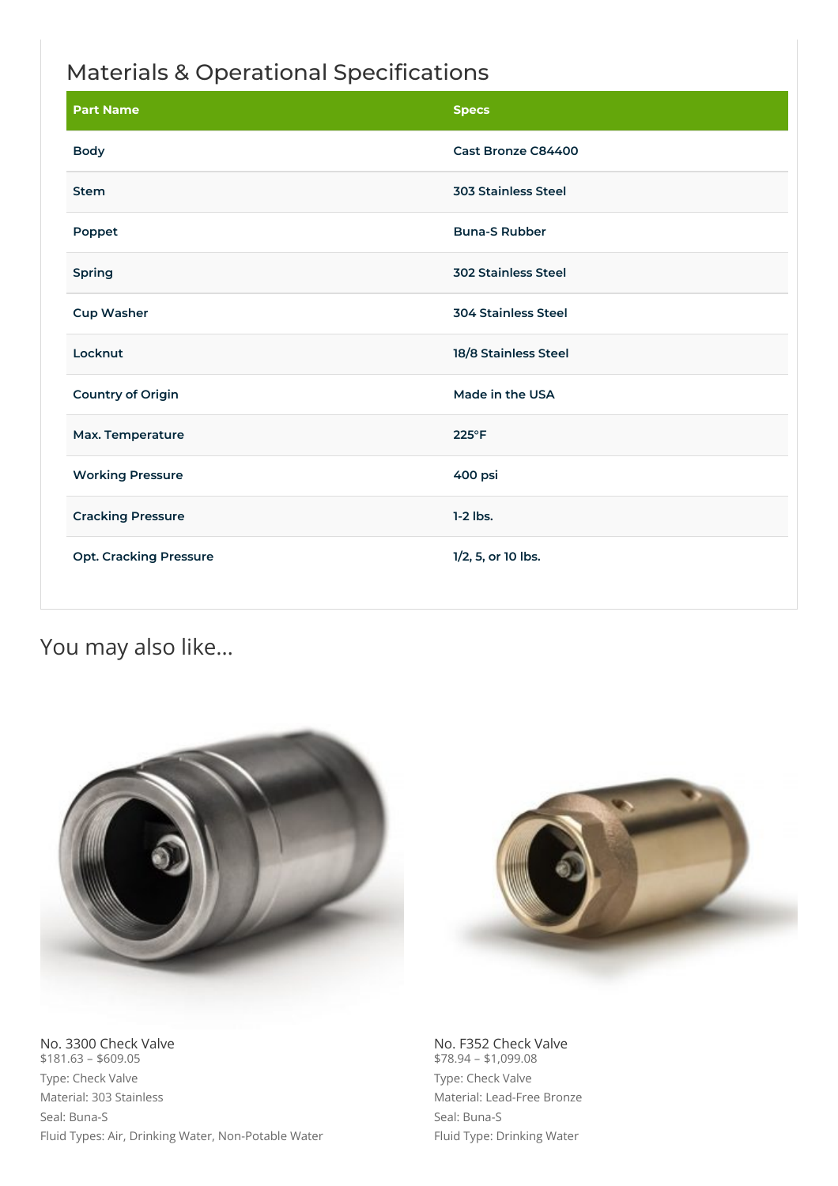## Materials & Operational Specifications

| Part Name | Specs |
| --- | --- |
| Body | Cast Bronze C84400 |
| Stem | 303 Stainless Steel |
| Poppet | Buna-S Rubber |
| Spring | 302 Stainless Steel |
| Cup Washer | 304 Stainless Steel |
| Locknut | 18/8 Stainless Steel |
| Country of Origin | Made in the USA |
| Max. Temperature | 225°F |
| Working Pressure | 400 psi |
| Cracking Pressure | 1-2 lbs. |
| Opt. Cracking Pressure | 1/2, 5, or 10 lbs. |

## You may also like...

No. 3300 Check Valve
$181.63 – $609.05
Type: Check Valve
Material: 303 Stainless
Seal: Buna-S
Fluid Types: Air, Drinking Water, Non-Potable Water

No. F352 Check Valve
$78.94 – $1,099.08
Type: Check Valve
Material: Lead-Free Bronze
Seal: Buna-S
Fluid Type: Drinking Water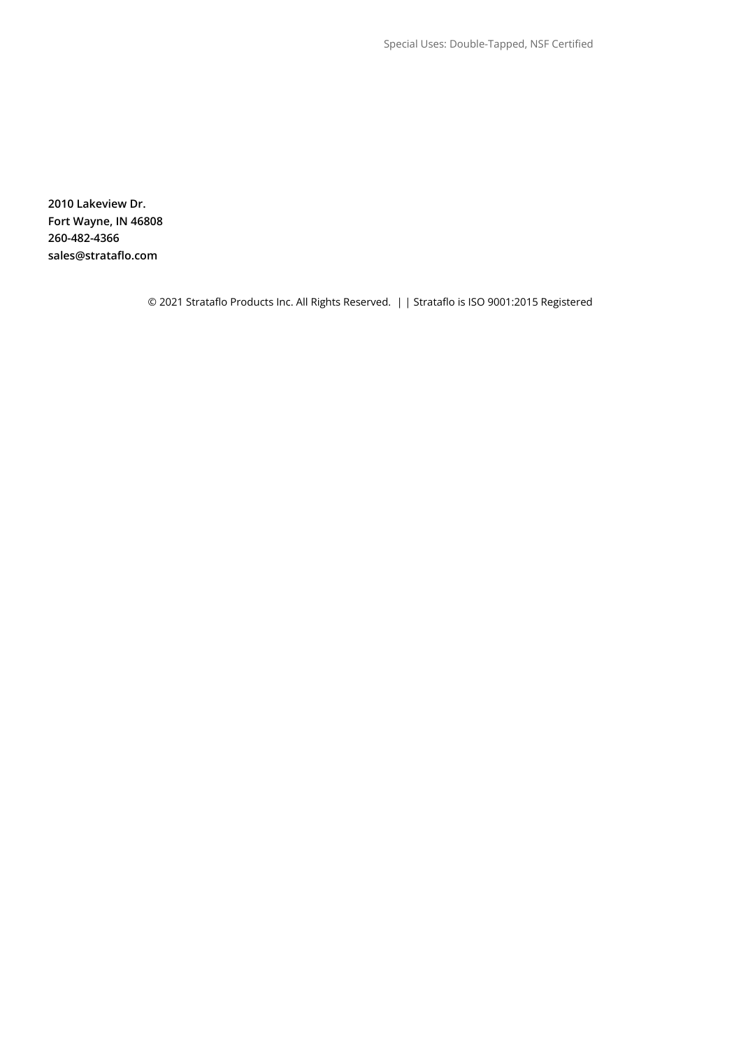Special Uses: Double-Tapped, NSF Certified

**2010 Lakeview Dr.**
**Fort Wayne, IN 46808**
**260-482-4366**
**sales@strataflo.com**

© 2021 Strataflo Products Inc. All Rights Reserved. | | Strataflo is ISO 9001:2015 Registered